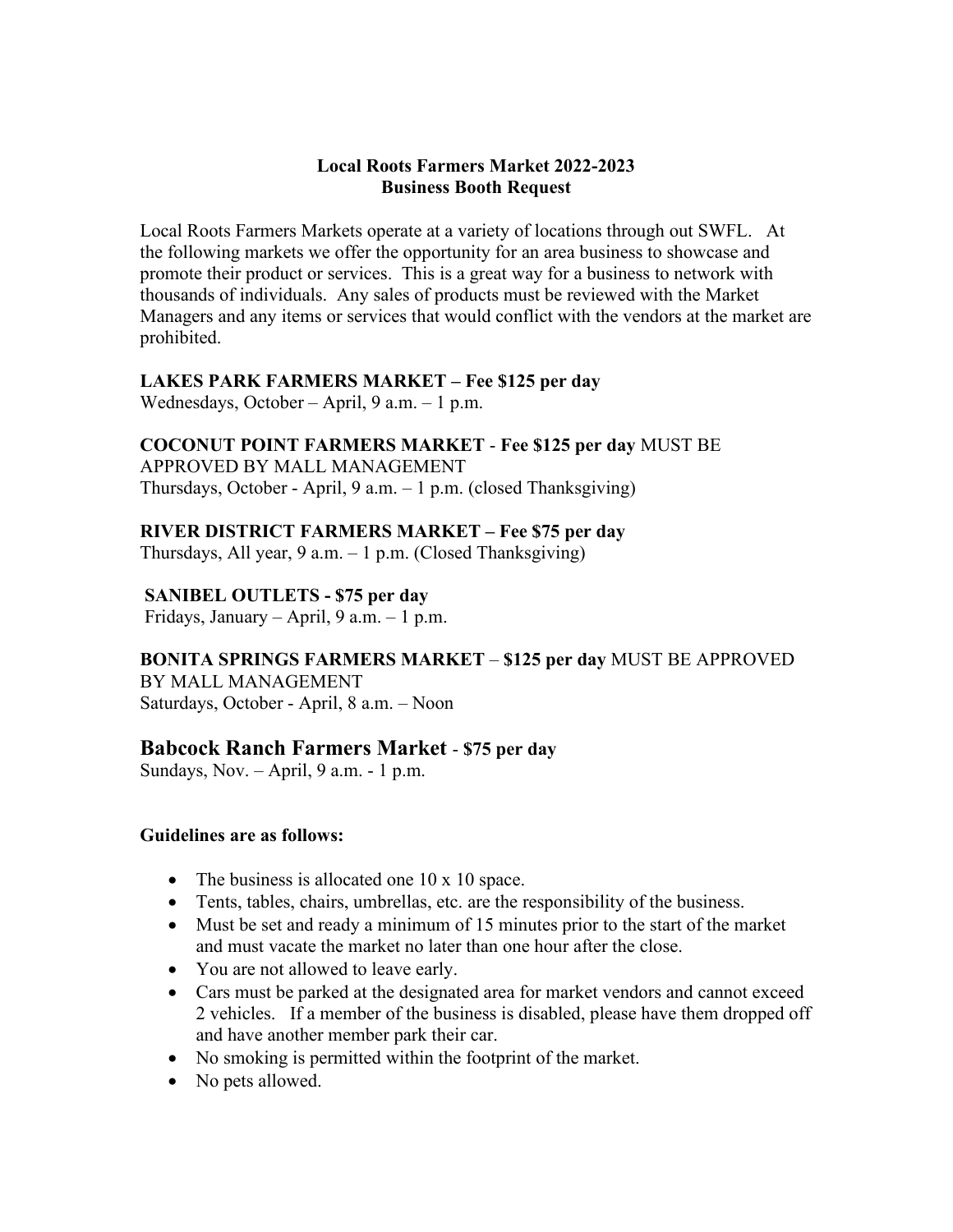**Local Roots Farmers Market 2022-2023**
**Business Booth Request**

Local Roots Farmers Markets operate at a variety of locations through out SWFL. At the following markets we offer the opportunity for an area business to showcase and promote their product or services. This is a great way for a business to network with thousands of individuals. Any sales of products must be reviewed with the Market Managers and any items or services that would conflict with the vendors at the market are prohibited.

**LAKES PARK FARMERS MARKET – Fee $125 per day**
Wednesdays, October – April, 9 a.m. – 1 p.m.

**COCONUT POINT FARMERS MARKET** - **Fee $125 per day** MUST BE APPROVED BY MALL MANAGEMENT
Thursdays, October - April, 9 a.m. – 1 p.m. (closed Thanksgiving)

**RIVER DISTRICT FARMERS MARKET – Fee $75 per day**
Thursdays, All year, 9 a.m. – 1 p.m. (Closed Thanksgiving)

**SANIBEL OUTLETS - $75 per day**
Fridays, January – April, 9 a.m. – 1 p.m.

**BONITA SPRINGS FARMERS MARKET** – **$125 per day** MUST BE APPROVED BY MALL MANAGEMENT
Saturdays, October - April, 8 a.m. – Noon

**Babcock Ranch Farmers Market** - **$75 per day**
Sundays, Nov. – April, 9 a.m. - 1 p.m.

**Guidelines are as follows:**

- The business is allocated one 10 x 10 space.
- Tents, tables, chairs, umbrellas, etc. are the responsibility of the business.
- Must be set and ready a minimum of 15 minutes prior to the start of the market and must vacate the market no later than one hour after the close.
- You are not allowed to leave early.
- Cars must be parked at the designated area for market vendors and cannot exceed 2 vehicles. If a member of the business is disabled, please have them dropped off and have another member park their car.
- No smoking is permitted within the footprint of the market.
- No pets allowed.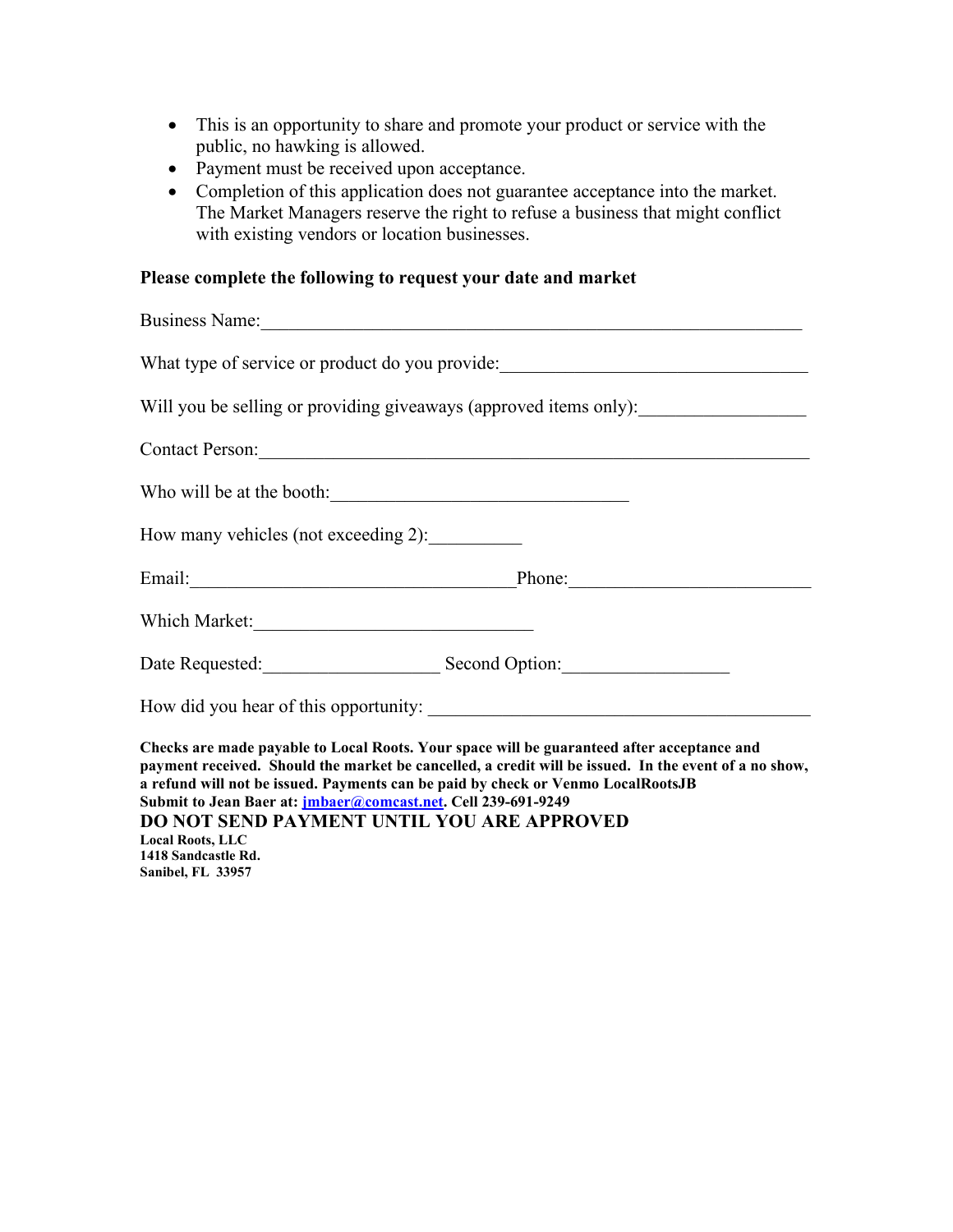- This is an opportunity to share and promote your product or service with the public, no hawking is allowed.
- Payment must be received upon acceptance.
- Completion of this application does not guarantee acceptance into the market. The Market Managers reserve the right to refuse a business that might conflict with existing vendors or location businesses.

**Please complete the following to request your date and market**

Business Name:____________________________________________________________

What type of service or product do you provide:________________________________

Will you be selling or providing giveaways (approved items only):_________________

Contact Person:____________________________________________________________

Who will be at the booth:______________________________

How many vehicles (not exceeding 2):__________

Email:____________________________________Phone:_________________________

Which Market:____________________________

Date Requested:__________________ Second Option:_________________

How did you hear of this opportunity: _______________________________________

**Checks are made payable to Local Roots. Your space will be guaranteed after acceptance and payment received. Should the market be cancelled, a credit will be issued. In the event of a no show, a refund will not be issued. Payments can be paid by check or Venmo LocalRootsJB**
**Submit to Jean Baer at: jmbaer@comcast.net. Cell 239-691-9249**

**DO NOT SEND PAYMENT UNTIL YOU ARE APPROVED**

**Local Roots, LLC**
**1418 Sandcastle Rd.**
**Sanibel, FL 33957**